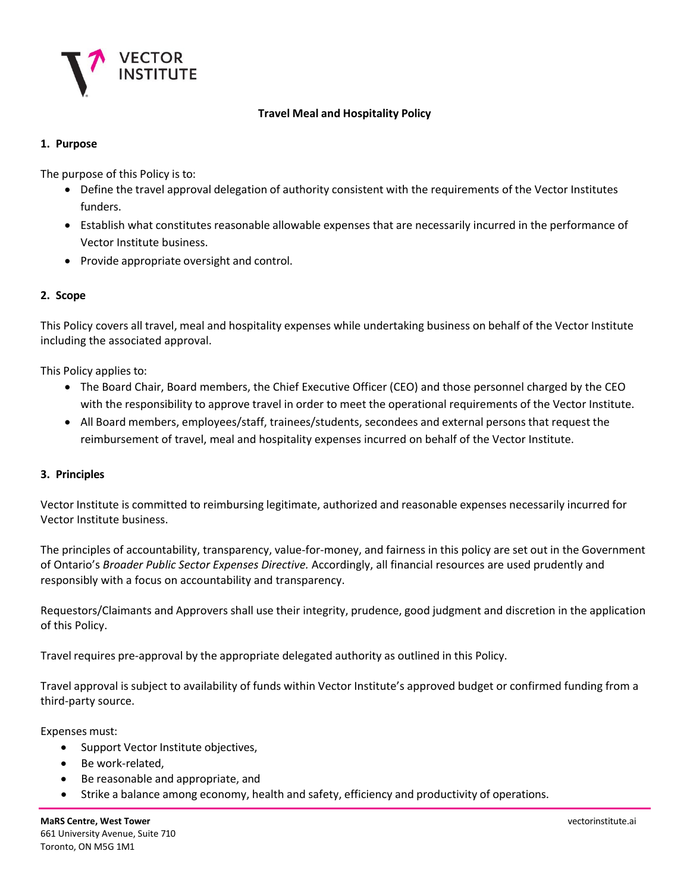# Travel Meal and Hospitality Policy

## 1. Purpose

The purpose of this Policy is to:

- Define the travel approval delegation of authority consistent with the requirements of the Vector Institutes funders.
- Establish what constitutes reasonable allowable expenses that are necessarily incurred in the performance of Vector Institute business.
- Provide appropriate oversight and control.

## 2. Scope

This Policy covers all travel, meal and hospitality expenses while undertaking business on behalf of the Vector Institute including the associated approval.

This Policy applies to:

- The Board Chair, Board members, the Chief Executive Officer (CEO) and those personnel charged by the CEO with the responsibility to approve travel in order to meet the operational requirements of the Vector Institute.
- All Board members, employees/staff, trainees/students, secondees and external persons that request the reimbursement of travel, meal and hospitality expenses incurred on behalf of the Vector Institute.

## 3. Principles

Vector Institute is committed to reimbursing legitimate, authorized and reasonable expenses necessarily incurred for Vector Institute business.

The principles of accountability, transparency, value-for-money, and fairness in this policy are set out in the Government of Ontario's *Broader Public Sector Expenses Directive.* Accordingly, all financial resources are used prudently and responsibly with a focus on accountability and transparency.

Requestors/Claimants and Approvers shall use their integrity, prudence, good judgment and discretion in the application of this Policy.

Travel requires pre-approval by the appropriate delegated authority as outlined in this Policy.

Travel approval is subject to availability of funds within Vector Institute's approved budget or confirmed funding from a third-party source.

Expenses must:

- Support Vector Institute objectives,
- Be work-related,
- Be reasonable and appropriate, and
- Strike a balance among economy, health and safety, efficiency and productivity of operations.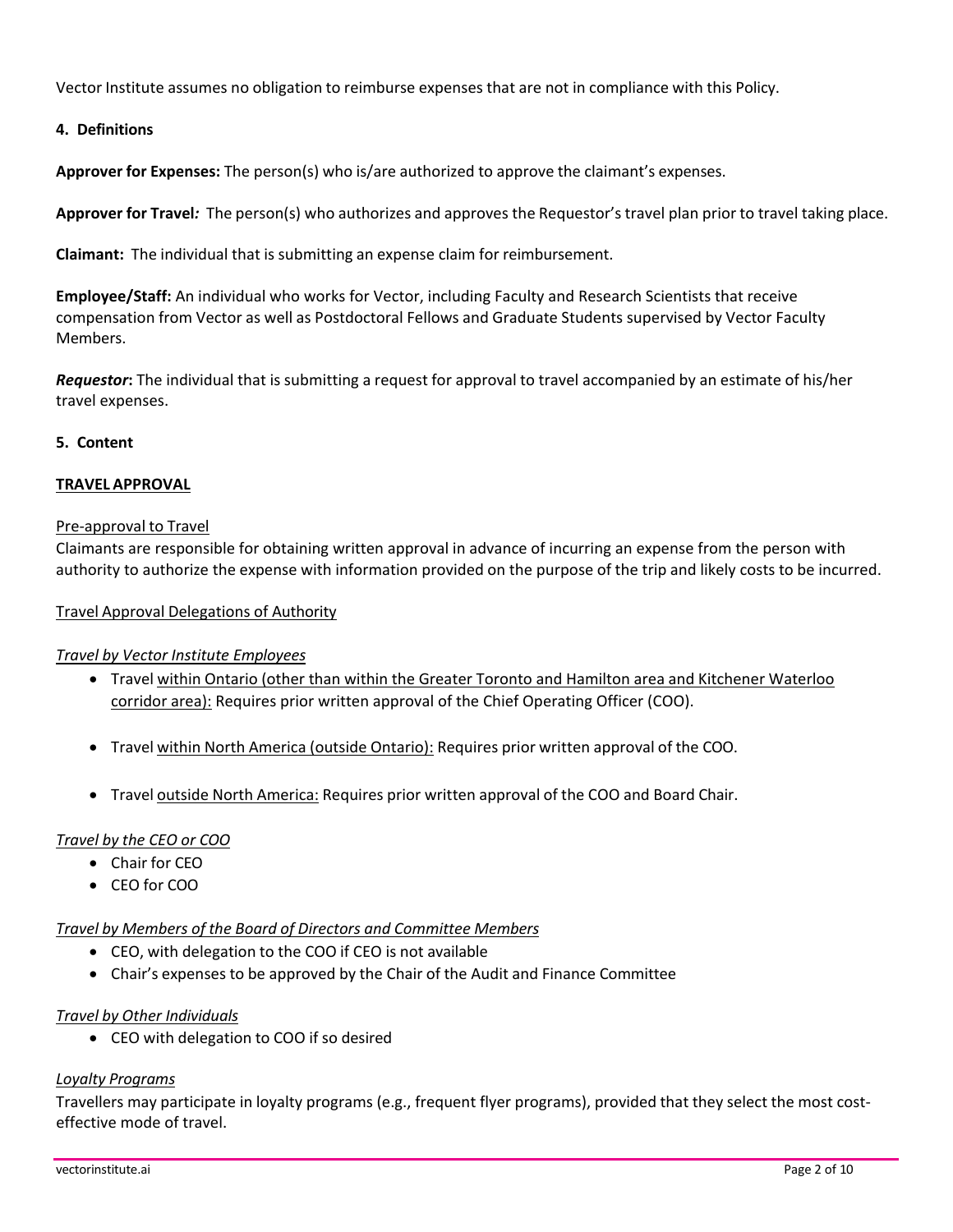Vector Institute assumes no obligation to reimburse expenses that are not in compliance with this Policy.

## 4. Definitions

**Approver for Expenses:** The person(s) who is/are authorized to approve the claimant's expenses.

**Approver for Travel***:* The person(s) who authorizes and approves the Requestor's travel plan prior to travel taking place.

**Claimant:** The individual that is submitting an expense claim for reimbursement.

**Employee/Staff:** An individual who works for Vector, including Faculty and Research Scientists that receive compensation from Vector as well as Postdoctoral Fellows and Graduate Students supervised by Vector Faculty Members.

***Requestor*****:** The individual that is submitting a request for approval to travel accompanied by an estimate of his/her travel expenses.

## 5. Content

### TRAVEL APPROVAL

#### Pre-approval to Travel

Claimants are responsible for obtaining written approval in advance of incurring an expense from the person with authority to authorize the expense with information provided on the purpose of the trip and likely costs to be incurred.

#### Travel Approval Delegations of Authority

*Travel by Vector Institute Employees*

- Travel within Ontario (other than within the Greater Toronto and Hamilton area and Kitchener Waterloo corridor area): Requires prior written approval of the Chief Operating Officer (COO).
- Travel within North America (outside Ontario): Requires prior written approval of the COO.
- Travel outside North America: Requires prior written approval of the COO and Board Chair.

*Travel by the CEO or COO*

- Chair for CEO
- CEO for COO

*Travel by Members of the Board of Directors and Committee Members*

- CEO, with delegation to the COO if CEO is not available
- Chair's expenses to be approved by the Chair of the Audit and Finance Committee

*Travel by Other Individuals*

- CEO with delegation to COO if so desired

*Loyalty Programs*

Travellers may participate in loyalty programs (e.g., frequent flyer programs), provided that they select the most cost-effective mode of travel.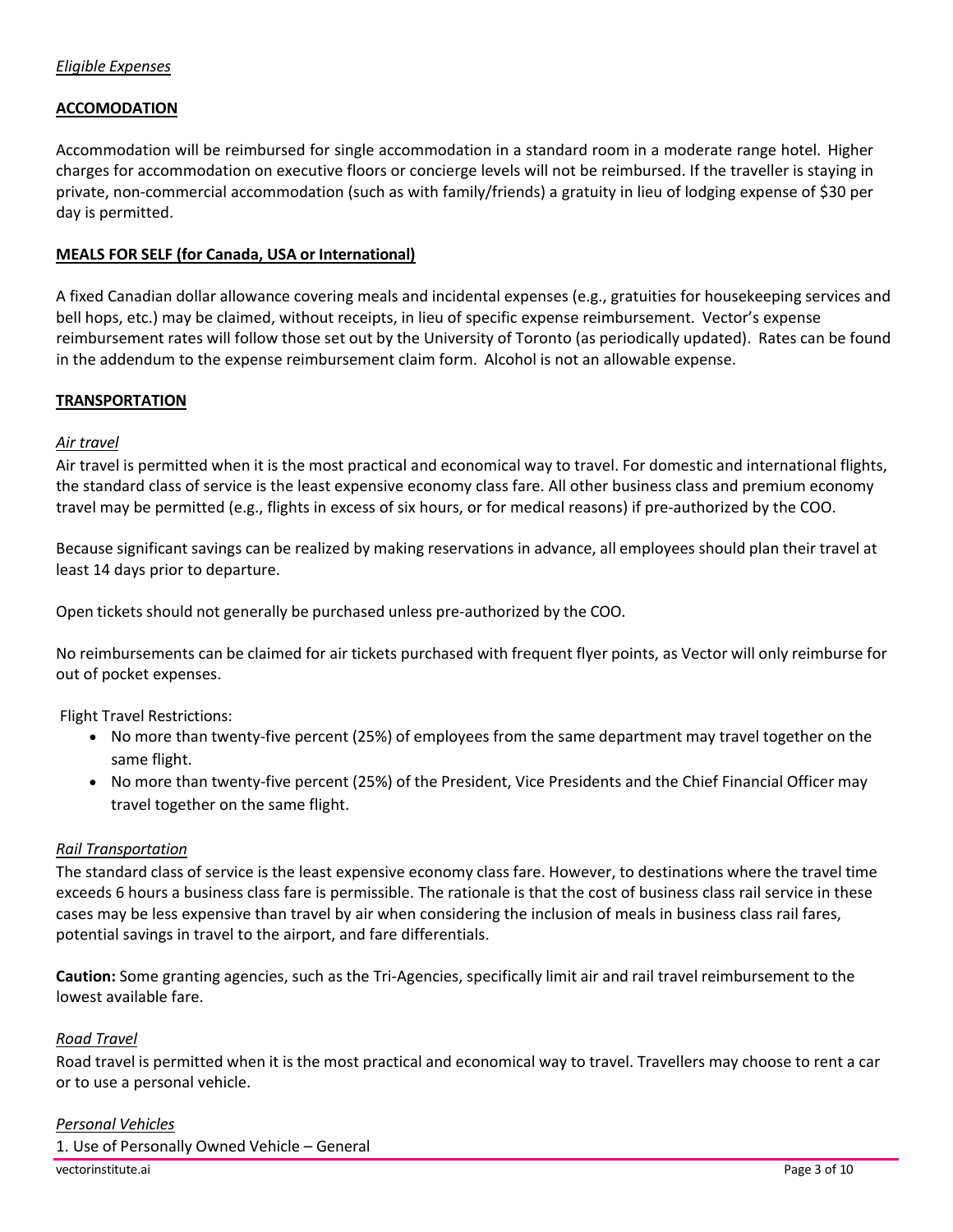*Eligible Expenses*

**ACCOMODATION**

Accommodation will be reimbursed for single accommodation in a standard room in a moderate range hotel. Higher charges for accommodation on executive floors or concierge levels will not be reimbursed. If the traveller is staying in private, non-commercial accommodation (such as with family/friends) a gratuity in lieu of lodging expense of $30 per day is permitted.

**MEALS FOR SELF (for Canada, USA or International)**

A fixed Canadian dollar allowance covering meals and incidental expenses (e.g., gratuities for housekeeping services and bell hops, etc.) may be claimed, without receipts, in lieu of specific expense reimbursement. Vector's expense reimbursement rates will follow those set out by the University of Toronto (as periodically updated). Rates can be found in the addendum to the expense reimbursement claim form. Alcohol is not an allowable expense.

**TRANSPORTATION**

*Air travel*

Air travel is permitted when it is the most practical and economical way to travel. For domestic and international flights, the standard class of service is the least expensive economy class fare. All other business class and premium economy travel may be permitted (e.g., flights in excess of six hours, or for medical reasons) if pre-authorized by the COO.

Because significant savings can be realized by making reservations in advance, all employees should plan their travel at least 14 days prior to departure.

Open tickets should not generally be purchased unless pre-authorized by the COO.

No reimbursements can be claimed for air tickets purchased with frequent flyer points, as Vector will only reimburse for out of pocket expenses.

Flight Travel Restrictions:

- No more than twenty-five percent (25%) of employees from the same department may travel together on the same flight.
- No more than twenty-five percent (25%) of the President, Vice Presidents and the Chief Financial Officer may travel together on the same flight.

*Rail Transportation*

The standard class of service is the least expensive economy class fare. However, to destinations where the travel time exceeds 6 hours a business class fare is permissible. The rationale is that the cost of business class rail service in these cases may be less expensive than travel by air when considering the inclusion of meals in business class rail fares, potential savings in travel to the airport, and fare differentials.

**Caution:** Some granting agencies, such as the Tri-Agencies, specifically limit air and rail travel reimbursement to the lowest available fare.

*Road Travel*

Road travel is permitted when it is the most practical and economical way to travel. Travellers may choose to rent a car or to use a personal vehicle.

*Personal Vehicles*

1. Use of Personally Owned Vehicle – General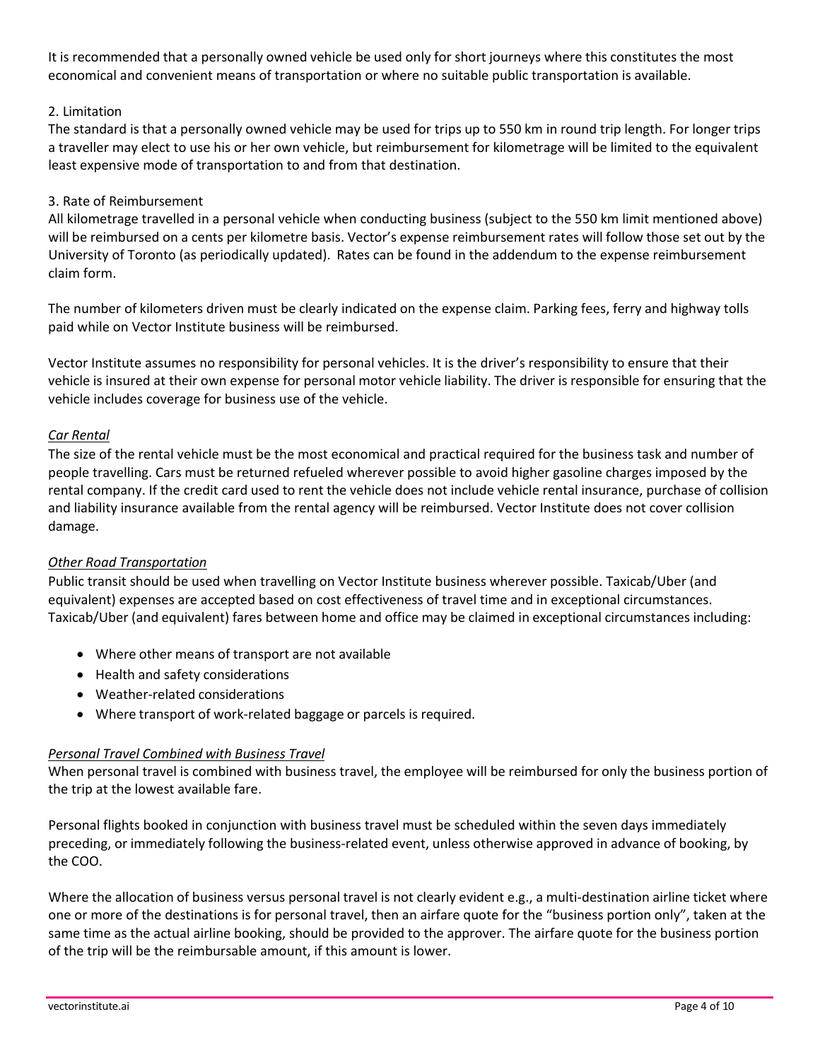It is recommended that a personally owned vehicle be used only for short journeys where this constitutes the most economical and convenient means of transportation or where no suitable public transportation is available.

2. Limitation
The standard is that a personally owned vehicle may be used for trips up to 550 km in round trip length. For longer trips a traveller may elect to use his or her own vehicle, but reimbursement for kilometrage will be limited to the equivalent least expensive mode of transportation to and from that destination.

3. Rate of Reimbursement
All kilometrage travelled in a personal vehicle when conducting business (subject to the 550 km limit mentioned above) will be reimbursed on a cents per kilometre basis. Vector's expense reimbursement rates will follow those set out by the University of Toronto (as periodically updated). Rates can be found in the addendum to the expense reimbursement claim form.

The number of kilometers driven must be clearly indicated on the expense claim. Parking fees, ferry and highway tolls paid while on Vector Institute business will be reimbursed.

Vector Institute assumes no responsibility for personal vehicles. It is the driver's responsibility to ensure that their vehicle is insured at their own expense for personal motor vehicle liability. The driver is responsible for ensuring that the vehicle includes coverage for business use of the vehicle.

*Car Rental*

The size of the rental vehicle must be the most economical and practical required for the business task and number of people travelling. Cars must be returned refueled wherever possible to avoid higher gasoline charges imposed by the rental company. If the credit card used to rent the vehicle does not include vehicle rental insurance, purchase of collision and liability insurance available from the rental agency will be reimbursed. Vector Institute does not cover collision damage.

*Other Road Transportation*

Public transit should be used when travelling on Vector Institute business wherever possible. Taxicab/Uber (and equivalent) expenses are accepted based on cost effectiveness of travel time and in exceptional circumstances. Taxicab/Uber (and equivalent) fares between home and office may be claimed in exceptional circumstances including:

- Where other means of transport are not available
- Health and safety considerations
- Weather-related considerations
- Where transport of work-related baggage or parcels is required.

*Personal Travel Combined with Business Travel*

When personal travel is combined with business travel, the employee will be reimbursed for only the business portion of the trip at the lowest available fare.

Personal flights booked in conjunction with business travel must be scheduled within the seven days immediately preceding, or immediately following the business-related event, unless otherwise approved in advance of booking, by the COO.

Where the allocation of business versus personal travel is not clearly evident e.g., a multi-destination airline ticket where one or more of the destinations is for personal travel, then an airfare quote for the "business portion only", taken at the same time as the actual airline booking, should be provided to the approver. The airfare quote for the business portion of the trip will be the reimbursable amount, if this amount is lower.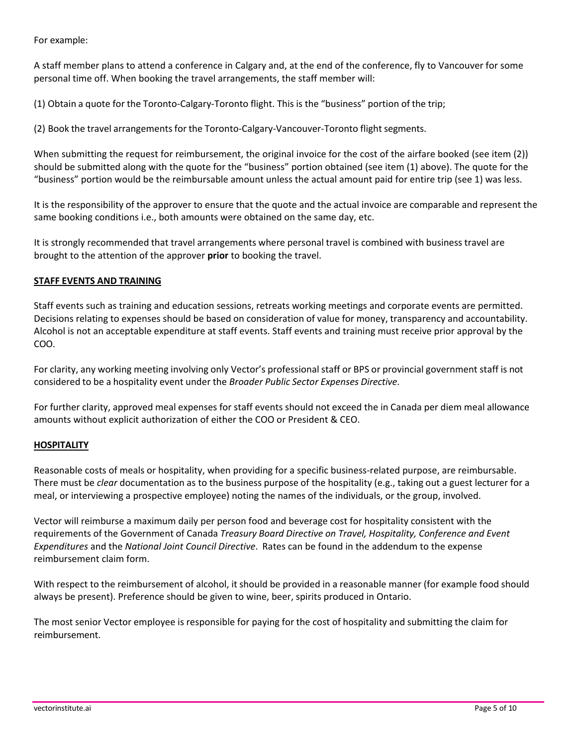For example:

A staff member plans to attend a conference in Calgary and, at the end of the conference, fly to Vancouver for some personal time off. When booking the travel arrangements, the staff member will:

(1) Obtain a quote for the Toronto-Calgary-Toronto flight. This is the "business" portion of the trip;

(2) Book the travel arrangements for the Toronto-Calgary-Vancouver-Toronto flight segments.

When submitting the request for reimbursement, the original invoice for the cost of the airfare booked (see item (2)) should be submitted along with the quote for the "business" portion obtained (see item (1) above). The quote for the "business" portion would be the reimbursable amount unless the actual amount paid for entire trip (see 1) was less.

It is the responsibility of the approver to ensure that the quote and the actual invoice are comparable and represent the same booking conditions i.e., both amounts were obtained on the same day, etc.

It is strongly recommended that travel arrangements where personal travel is combined with business travel are brought to the attention of the approver **prior** to booking the travel.

## STAFF EVENTS AND TRAINING

Staff events such as training and education sessions, retreats working meetings and corporate events are permitted. Decisions relating to expenses should be based on consideration of value for money, transparency and accountability. Alcohol is not an acceptable expenditure at staff events. Staff events and training must receive prior approval by the COO.

For clarity, any working meeting involving only Vector's professional staff or BPS or provincial government staff is not considered to be a hospitality event under the *Broader Public Sector Expenses Directive*.

For further clarity, approved meal expenses for staff events should not exceed the in Canada per diem meal allowance amounts without explicit authorization of either the COO or President & CEO.

## HOSPITALITY

Reasonable costs of meals or hospitality, when providing for a specific business-related purpose, are reimbursable. There must be *clear* documentation as to the business purpose of the hospitality (e.g., taking out a guest lecturer for a meal, or interviewing a prospective employee) noting the names of the individuals, or the group, involved.

Vector will reimburse a maximum daily per person food and beverage cost for hospitality consistent with the requirements of the Government of Canada *Treasury Board Directive on Travel, Hospitality, Conference and Event Expenditures* and the *National Joint Council Directive*. Rates can be found in the addendum to the expense reimbursement claim form.

With respect to the reimbursement of alcohol, it should be provided in a reasonable manner (for example food should always be present). Preference should be given to wine, beer, spirits produced in Ontario.

The most senior Vector employee is responsible for paying for the cost of hospitality and submitting the claim for reimbursement.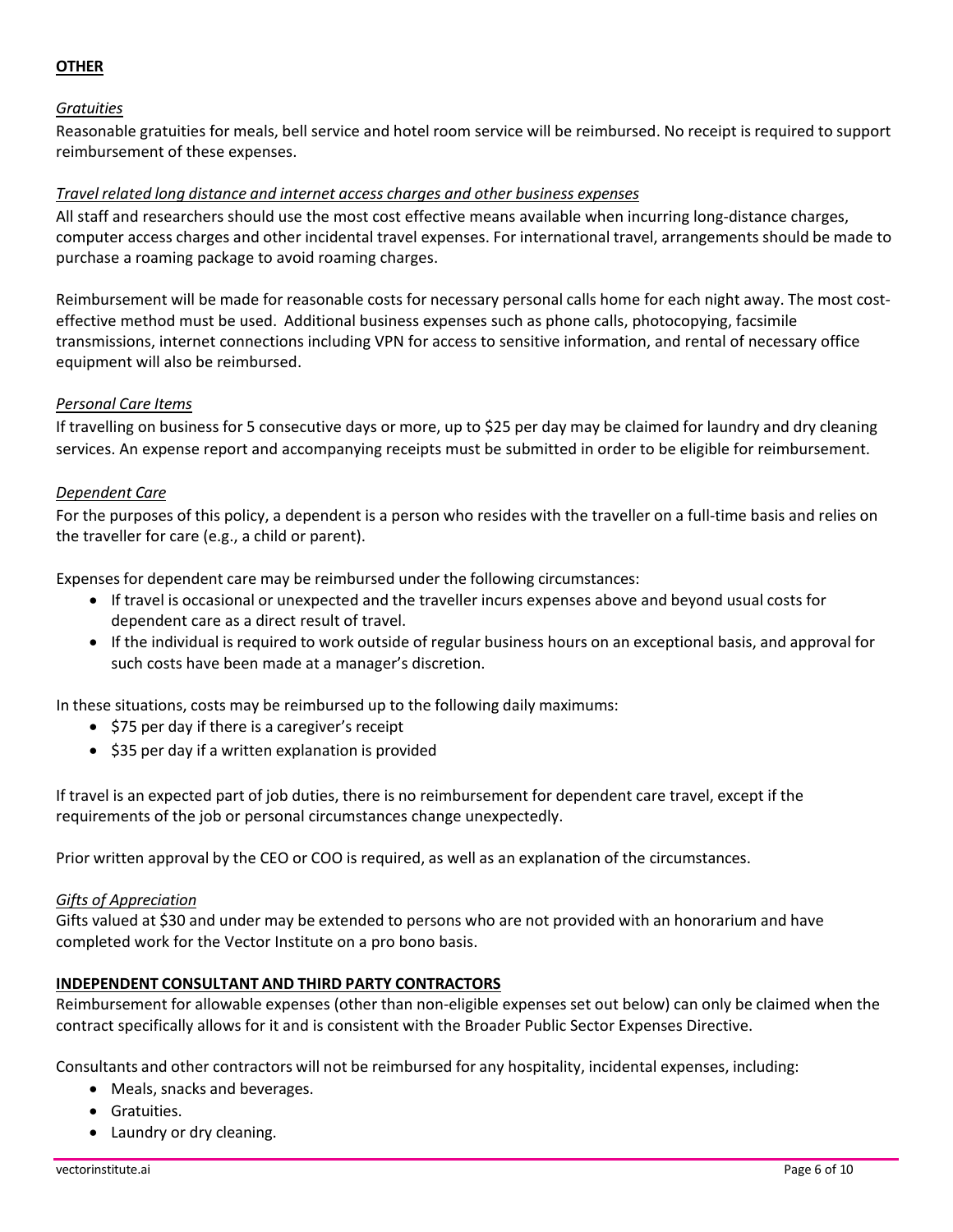**OTHER**

*Gratuities*

Reasonable gratuities for meals, bell service and hotel room service will be reimbursed. No receipt is required to support reimbursement of these expenses.

*Travel related long distance and internet access charges and other business expenses*

All staff and researchers should use the most cost effective means available when incurring long-distance charges, computer access charges and other incidental travel expenses. For international travel, arrangements should be made to purchase a roaming package to avoid roaming charges.

Reimbursement will be made for reasonable costs for necessary personal calls home for each night away. The most cost-effective method must be used. Additional business expenses such as phone calls, photocopying, facsimile transmissions, internet connections including VPN for access to sensitive information, and rental of necessary office equipment will also be reimbursed.

*Personal Care Items*

If travelling on business for 5 consecutive days or more, up to $25 per day may be claimed for laundry and dry cleaning services. An expense report and accompanying receipts must be submitted in order to be eligible for reimbursement.

*Dependent Care*

For the purposes of this policy, a dependent is a person who resides with the traveller on a full-time basis and relies on the traveller for care (e.g., a child or parent).

Expenses for dependent care may be reimbursed under the following circumstances:

- If travel is occasional or unexpected and the traveller incurs expenses above and beyond usual costs for dependent care as a direct result of travel.
- If the individual is required to work outside of regular business hours on an exceptional basis, and approval for such costs have been made at a manager's discretion.

In these situations, costs may be reimbursed up to the following daily maximums:

- $75 per day if there is a caregiver's receipt
- $35 per day if a written explanation is provided

If travel is an expected part of job duties, there is no reimbursement for dependent care travel, except if the requirements of the job or personal circumstances change unexpectedly.

Prior written approval by the CEO or COO is required, as well as an explanation of the circumstances.

*Gifts of Appreciation*

Gifts valued at $30 and under may be extended to persons who are not provided with an honorarium and have completed work for the Vector Institute on a pro bono basis.

**INDEPENDENT CONSULTANT AND THIRD PARTY CONTRACTORS**

Reimbursement for allowable expenses (other than non-eligible expenses set out below) can only be claimed when the contract specifically allows for it and is consistent with the Broader Public Sector Expenses Directive.

Consultants and other contractors will not be reimbursed for any hospitality, incidental expenses, including:

- Meals, snacks and beverages.
- Gratuities.
- Laundry or dry cleaning.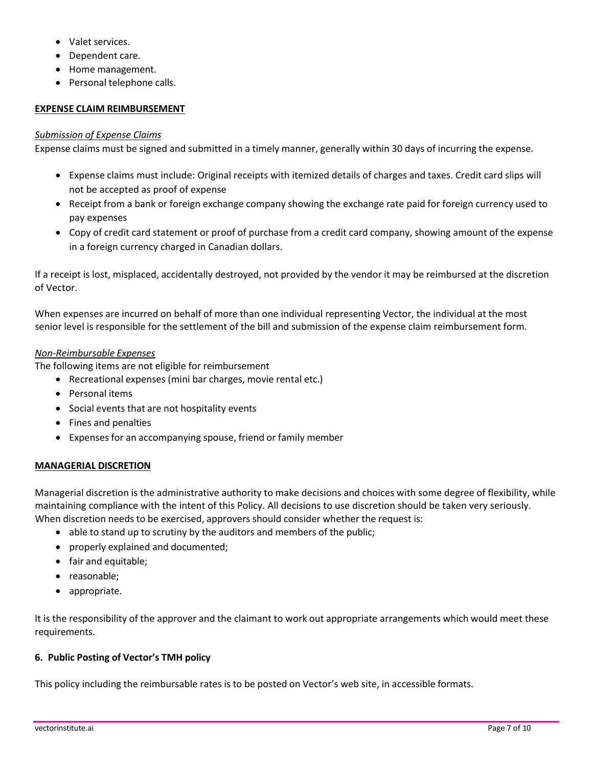- Valet services.
- Dependent care.
- Home management.
- Personal telephone calls.

**EXPENSE CLAIM REIMBURSEMENT**

*Submission of Expense Claims*

Expense claims must be signed and submitted in a timely manner, generally within 30 days of incurring the expense.

- Expense claims must include: Original receipts with itemized details of charges and taxes. Credit card slips will not be accepted as proof of expense
- Receipt from a bank or foreign exchange company showing the exchange rate paid for foreign currency used to pay expenses
- Copy of credit card statement or proof of purchase from a credit card company, showing amount of the expense in a foreign currency charged in Canadian dollars.

If a receipt is lost, misplaced, accidentally destroyed, not provided by the vendor it may be reimbursed at the discretion of Vector.

When expenses are incurred on behalf of more than one individual representing Vector, the individual at the most senior level is responsible for the settlement of the bill and submission of the expense claim reimbursement form.

*Non-Reimbursable Expenses*

The following items are not eligible for reimbursement

- Recreational expenses (mini bar charges, movie rental etc.)
- Personal items
- Social events that are not hospitality events
- Fines and penalties
- Expenses for an accompanying spouse, friend or family member

**MANAGERIAL DISCRETION**

Managerial discretion is the administrative authority to make decisions and choices with some degree of flexibility, while maintaining compliance with the intent of this Policy. All decisions to use discretion should be taken very seriously. When discretion needs to be exercised, approvers should consider whether the request is:

- able to stand up to scrutiny by the auditors and members of the public;
- properly explained and documented;
- fair and equitable;
- reasonable;
- appropriate.

It is the responsibility of the approver and the claimant to work out appropriate arrangements which would meet these requirements.

**6. Public Posting of Vector's TMH policy**

This policy including the reimbursable rates is to be posted on Vector's web site, in accessible formats.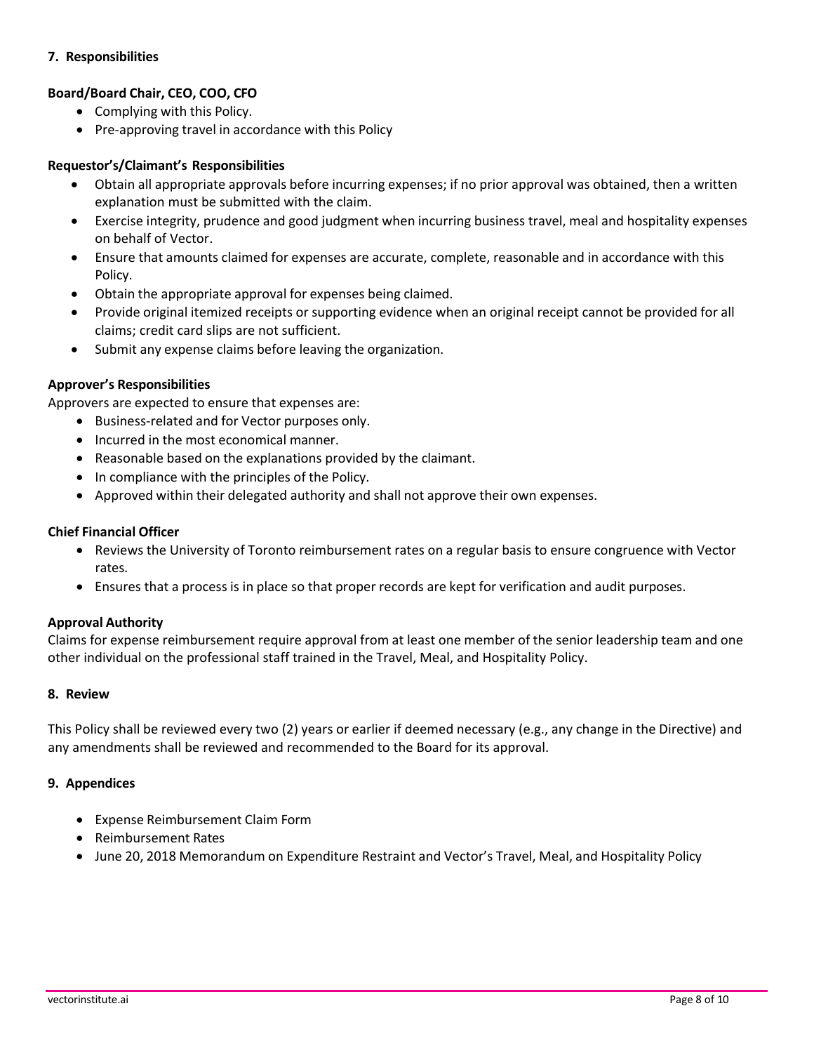## 7. Responsibilities

**Board/Board Chair, CEO, COO, CFO**

- Complying with this Policy.
- Pre-approving travel in accordance with this Policy

**Requestor's/Claimant's Responsibilities**

- Obtain all appropriate approvals before incurring expenses; if no prior approval was obtained, then a written explanation must be submitted with the claim.
- Exercise integrity, prudence and good judgment when incurring business travel, meal and hospitality expenses on behalf of Vector.
- Ensure that amounts claimed for expenses are accurate, complete, reasonable and in accordance with this Policy.
- Obtain the appropriate approval for expenses being claimed.
- Provide original itemized receipts or supporting evidence when an original receipt cannot be provided for all claims; credit card slips are not sufficient.
- Submit any expense claims before leaving the organization.

**Approver's Responsibilities**

Approvers are expected to ensure that expenses are:

- Business-related and for Vector purposes only.
- Incurred in the most economical manner.
- Reasonable based on the explanations provided by the claimant.
- In compliance with the principles of the Policy.
- Approved within their delegated authority and shall not approve their own expenses.

**Chief Financial Officer**

- Reviews the University of Toronto reimbursement rates on a regular basis to ensure congruence with Vector rates.
- Ensures that a process is in place so that proper records are kept for verification and audit purposes.

**Approval Authority**

Claims for expense reimbursement require approval from at least one member of the senior leadership team and one other individual on the professional staff trained in the Travel, Meal, and Hospitality Policy.

## 8. Review

This Policy shall be reviewed every two (2) years or earlier if deemed necessary (e.g., any change in the Directive) and any amendments shall be reviewed and recommended to the Board for its approval.

## 9. Appendices

- Expense Reimbursement Claim Form
- Reimbursement Rates
- June 20, 2018 Memorandum on Expenditure Restraint and Vector's Travel, Meal, and Hospitality Policy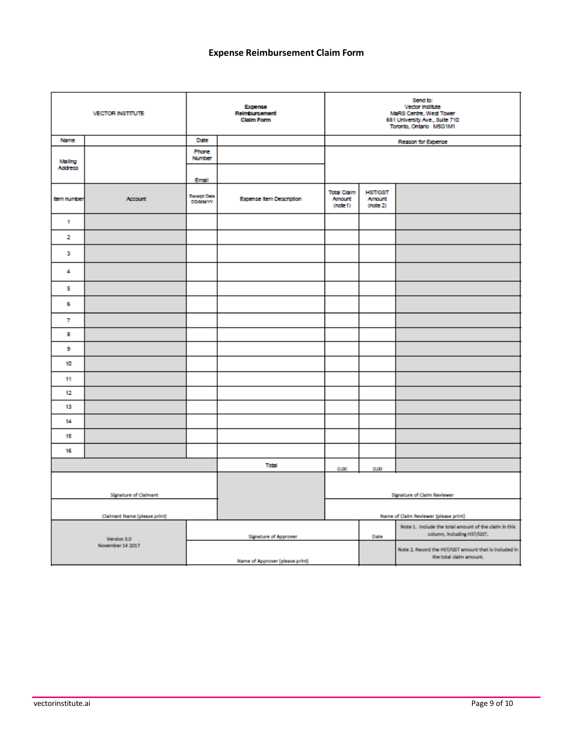## Expense Reimbursement Claim Form

| VECTOR INSTITUTE | | Expense Reimbursement Claim Form | | Send to: Vector Institute MaRS Centre, West Tower 661 University Ave., Suite 710 Toronto, Ontario M5G1M1 | | |
|---|---|---|---|---|---|---|
| Name | | Date | | Reason for Expense | | |
| Mailing Address | | Phone Number | | | | |
| | | Email | | | | |
| Item number | Account | Receipt Date DD/MM/YY | Expense Item Description | Total Claim Amount (note 1) | HST/GST Amount (note 2) | |
| 1 | | | | | | |
| 2 | | | | | | |
| 3 | | | | | | |
| 4 | | | | | | |
| 5 | | | | | | |
| 6 | | | | | | |
| 7 | | | | | | |
| 8 | | | | | | |
| 9 | | | | | | |
| 10 | | | | | | |
| 11 | | | | | | |
| 12 | | | | | | |
| 13 | | | | | | |
| 14 | | | | | | |
| 15 | | | | | | |
| 16 | | | | | | |
| | | | Total | 0.00 | 0.00 | |
| Signature of Claimant | | | | Signature of Claim Reviewer | | |
| Claimant Name (please print) | | | | Name of Claim Reviewer (please print) | | |
| Version 3.0 November 14 2017 | | Signature of Approver | | | Date | Note 1. Include the total amount of the claim in this column, including HST/GST. |
| | | Name of Approver (please print) | | | | Note 2. Record the HST/GST amount that is included in the total claim amount. |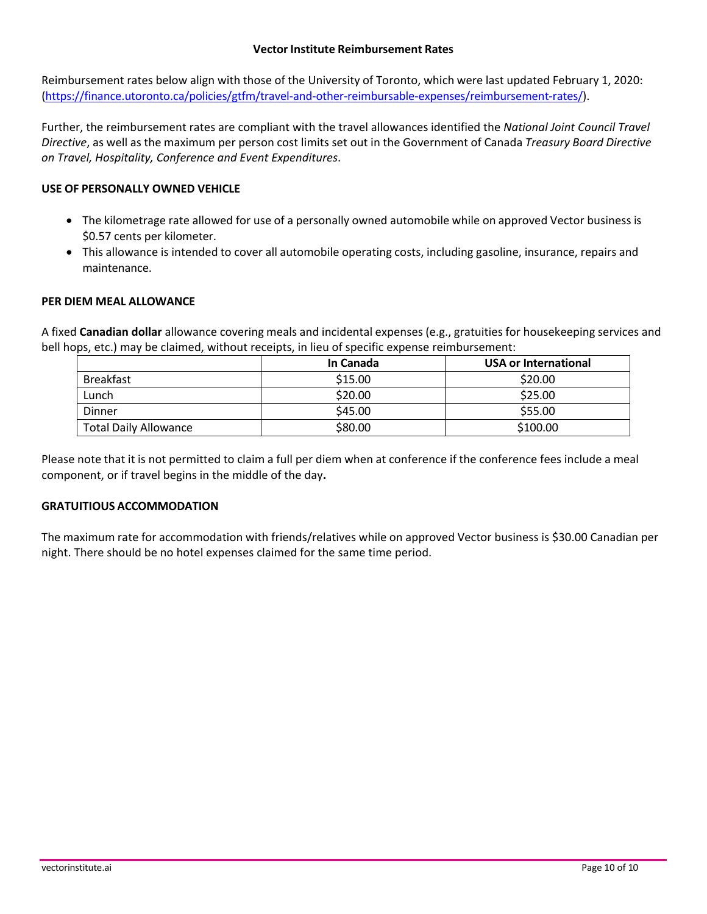## Vector Institute Reimbursement Rates

Reimbursement rates below align with those of the University of Toronto, which were last updated February 1, 2020: (https://finance.utoronto.ca/policies/gtfm/travel-and-other-reimbursable-expenses/reimbursement-rates/).

Further, the reimbursement rates are compliant with the travel allowances identified the *National Joint Council Travel Directive*, as well as the maximum per person cost limits set out in the Government of Canada *Treasury Board Directive on Travel, Hospitality, Conference and Event Expenditures*.

### USE OF PERSONALLY OWNED VEHICLE

- The kilometrage rate allowed for use of a personally owned automobile while on approved Vector business is $0.57 cents per kilometer.
- This allowance is intended to cover all automobile operating costs, including gasoline, insurance, repairs and maintenance.

### PER DIEM MEAL ALLOWANCE

A fixed **Canadian dollar** allowance covering meals and incidental expenses (e.g., gratuities for housekeeping services and bell hops, etc.) may be claimed, without receipts, in lieu of specific expense reimbursement:

| | In Canada | USA or International |
|---|---|---|
| Breakfast | $15.00 | $20.00 |
| Lunch | $20.00 | $25.00 |
| Dinner | $45.00 | $55.00 |
| Total Daily Allowance | $80.00 | $100.00 |

Please note that it is not permitted to claim a full per diem when at conference if the conference fees include a meal component, or if travel begins in the middle of the day**.**

### GRATUITIOUS ACCOMMODATION

The maximum rate for accommodation with friends/relatives while on approved Vector business is $30.00 Canadian per night. There should be no hotel expenses claimed for the same time period.